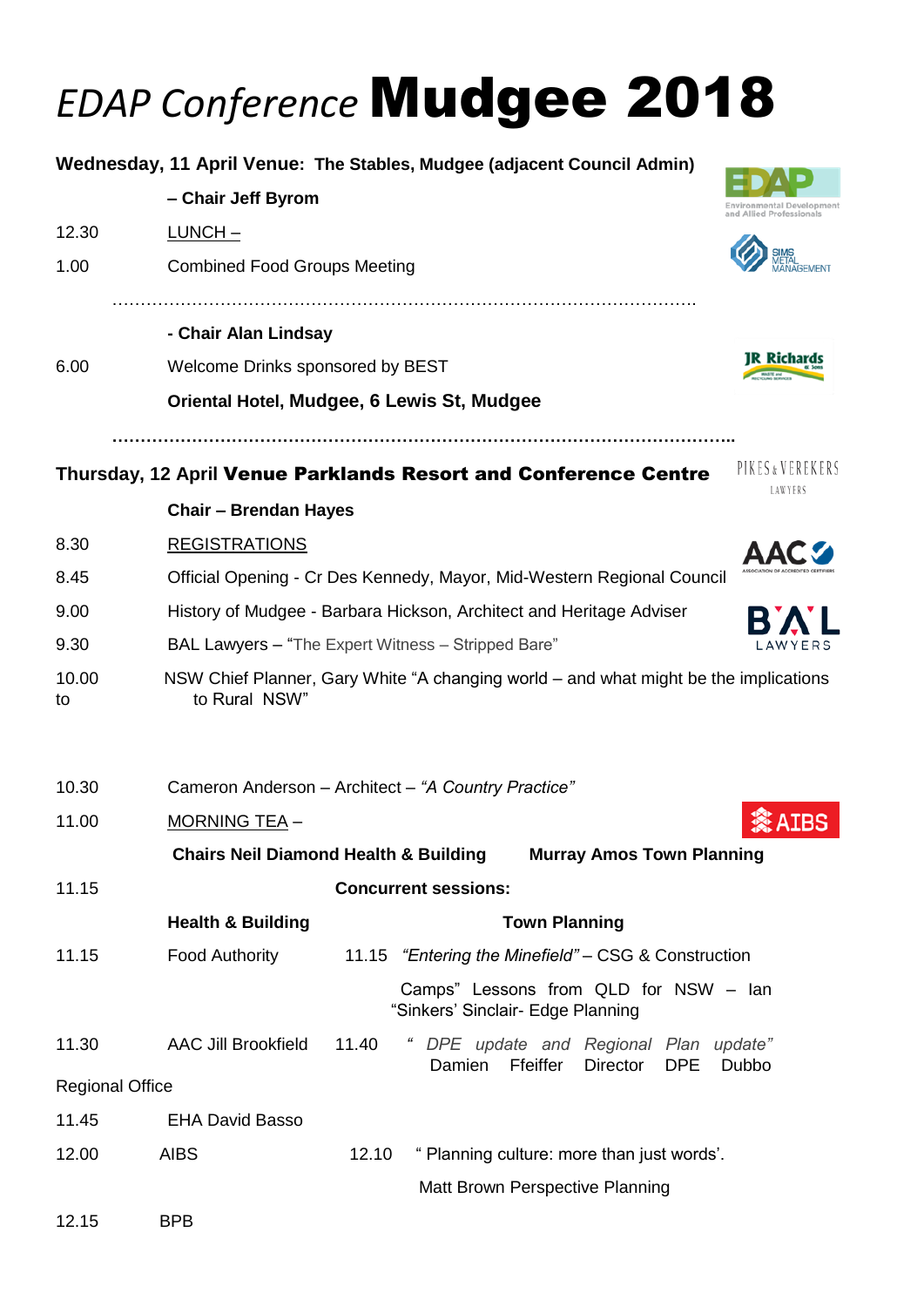# *EDAP Conference* **Mudgee 2018**

**Wednesday, 11 April Venue: The Stables, Mudgee (adjacent Council Admin)**

**– Chair Jeff Byrom**

12.30 LUNCH –

1.00 Combined Food Groups Meeting

……………………………………………………………………………………………

**- Chair Alan Lindsay**

6.00 Welcome Drinks sponsored by BEST

**Oriental Hotel, Mudgee, 6 Lewis St, Mudgee**

……………………………………………………………………………………………….

**Thursday, 12 April Venue Parklands Resort and Conference Centre**

**Chair – Brendan Hayes**

8.30 REGISTRATIONS

8.45 Official Opening - Cr Des Kennedy, Mayor, Mid-Western Regional Council

9.00 History of Mudgee - Barbara Hickson, Architect and Heritage Adviser

9.30 BAL Lawyers – "The Expert Witness – Stripped Bare"

10.00 to NSW Chief Planner, Gary White "A changing world – and what might be the implications to Rural NSW"

10.30 Cameron Anderson – Architect – *"A Country Practice"*

11.00 MORNING TEA –

**Chairs Neil Diamond Health & Building Murray Amos Town Planning**

11.15 **Concurrent sessions:**

| | **Health & Building** | | **Town Planning** |
|---|---|---|---|
| 11.15 | Food Authority | 11.15 | *"Entering the Minefield"* – CSG & Construction Camps" Lessons from QLD for NSW – Ian "Sinkers' Sinclair- Edge Planning |
| 11.30 | AAC Jill Brookfield | 11.40 | *" DPE update and Regional Plan update"* Damien Ffeiffer Director DPE Dubbo Regional Office |
| 11.45 | EHA David Basso | | |
| 12.00 | AIBS | 12.10 | " Planning culture: more than just words'. Matt Brown Perspective Planning |
| 12.15 | BPB | | |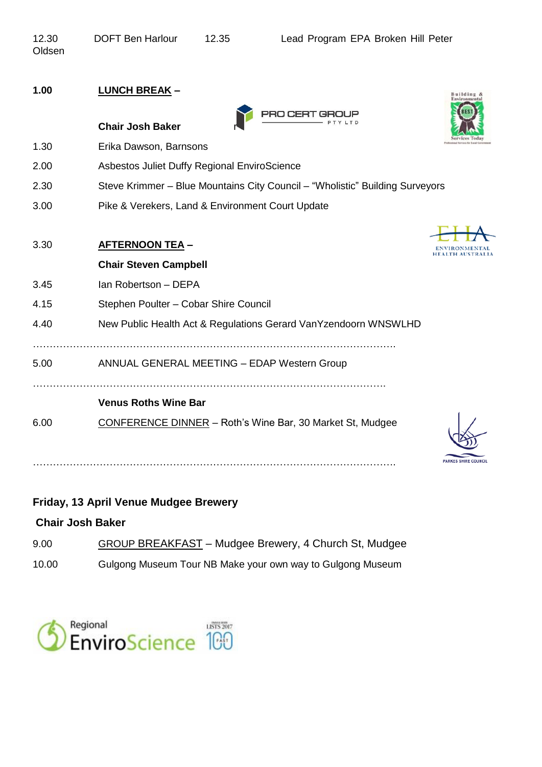12.30 DOFT Ben Harlour 12.35 Lead Program EPA Broken Hill Peter Oldsen

**1.00** **LUNCH BREAK** –

**Chair Josh Baker**

PRO CERT GROUP PTY LTD

1.30 Erika Dawson, Barnsons

2.00 Asbestos Juliet Duffy Regional EnviroScience

2.30 Steve Krimmer – Blue Mountains City Council – "Wholistic" Building Surveyors

3.00 Pike & Verekers, Land & Environment Court Update

3.30 **AFTERNOON TEA** –

**Chair Steven Campbell**

3.45 Ian Robertson – DEPA

4.15 Stephen Poulter – Cobar Shire Council

4.40 New Public Health Act & Regulations Gerard VanYzendoorn WNSWLHD

…………………………………………………………………………………………………

5.00 ANNUAL GENERAL MEETING – EDAP Western Group

…………………………………………………………………………………………………

**Venus Roths Wine Bar**

6.00 CONFERENCE DINNER – Roth's Wine Bar, 30 Market St, Mudgee

…………………………………………………………………………………………………

**Friday, 13 April Venue Mudgee Brewery**

**Chair Josh Baker**

9.00 GROUP BREAKFAST – Mudgee Brewery, 4 Church St, Mudgee

10.00 Gulgong Museum Tour NB Make your own way to Gulgong Museum